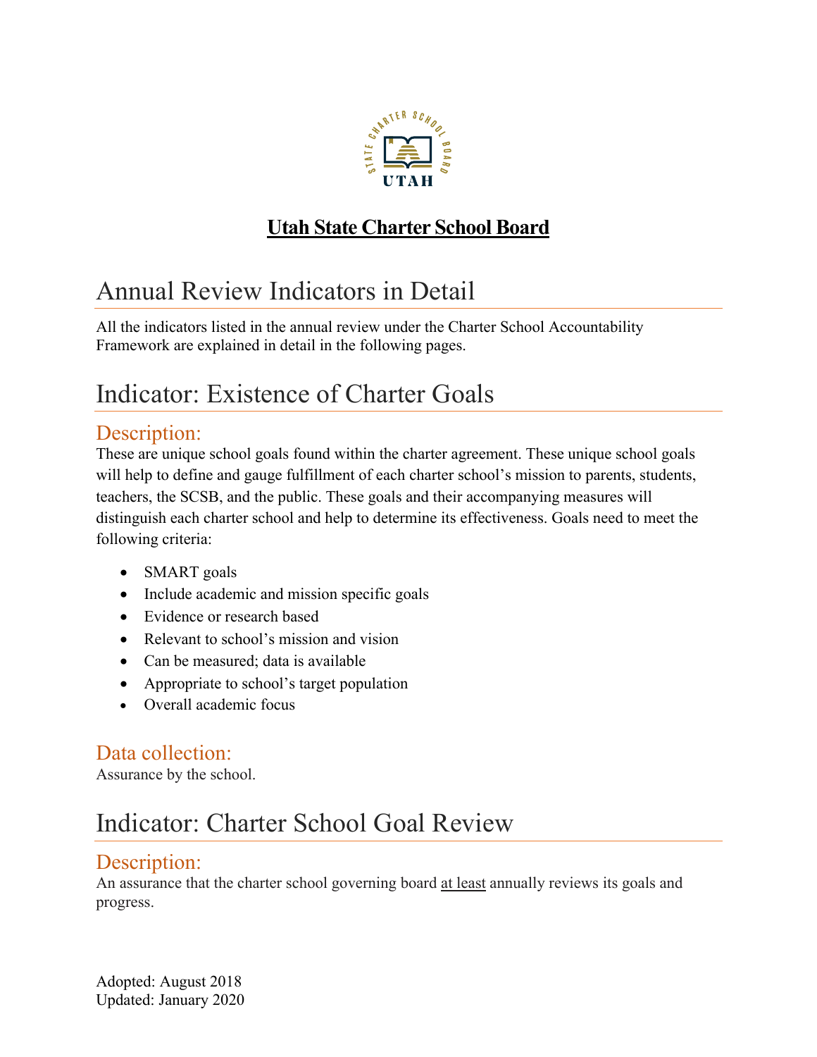**Utah State Charter School Board**

# Annual Review Indicators in Detail

All the indicators listed in the annual review under the Charter School Accountability Framework are explained in detail in the following pages.

# Indicator: Existence of Charter Goals

## Description:

These are unique school goals found within the charter agreement. These unique school goals will help to define and gauge fulfillment of each charter school's mission to parents, students, teachers, the SCSB, and the public. These goals and their accompanying measures will distinguish each charter school and help to determine its effectiveness. Goals need to meet the following criteria:

- SMART goals
- Include academic and mission specific goals
- Evidence or research based
- Relevant to school's mission and vision
- Can be measured; data is available
- Appropriate to school's target population
- Overall academic focus

## Data collection:

Assurance by the school.

# Indicator: Charter School Goal Review

## Description:

An assurance that the charter school governing board at least annually reviews its goals and progress.

Adopted: August 2018
Updated: January 2020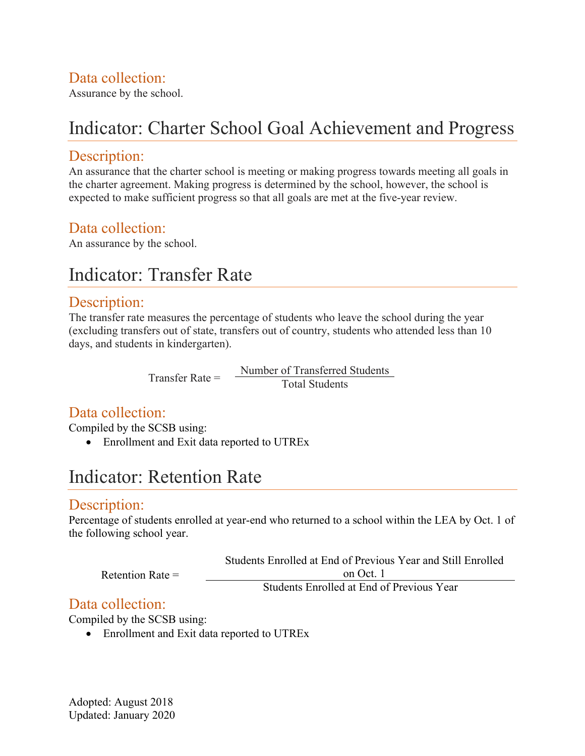### Data collection:

Assurance by the school.

## Indicator: Charter School Goal Achievement and Progress

### Description:

An assurance that the charter school is meeting or making progress towards meeting all goals in the charter agreement. Making progress is determined by the school, however, the school is expected to make sufficient progress so that all goals are met at the five-year review.

### Data collection:

An assurance by the school.

## Indicator: Transfer Rate

### Description:

The transfer rate measures the percentage of students who leave the school during the year (excluding transfers out of state, transfers out of country, students who attended less than 10 days, and students in kindergarten).

$$\text{Transfer Rate} = \frac{\text{Number of Transferred Students}}{\text{Total Students}}$$

### Data collection:

Compiled by the SCSB using:

- Enrollment and Exit data reported to UTREx

## Indicator: Retention Rate

### Description:

Percentage of students enrolled at year-end who returned to a school within the LEA by Oct. 1 of the following school year.

$$\text{Retention Rate} = \frac{\text{Students Enrolled at End of Previous Year and Still Enrolled on Oct. 1}}{\text{Students Enrolled at End of Previous Year}}$$

### Data collection:

Compiled by the SCSB using:

- Enrollment and Exit data reported to UTREx

Adopted: August 2018
Updated: January 2020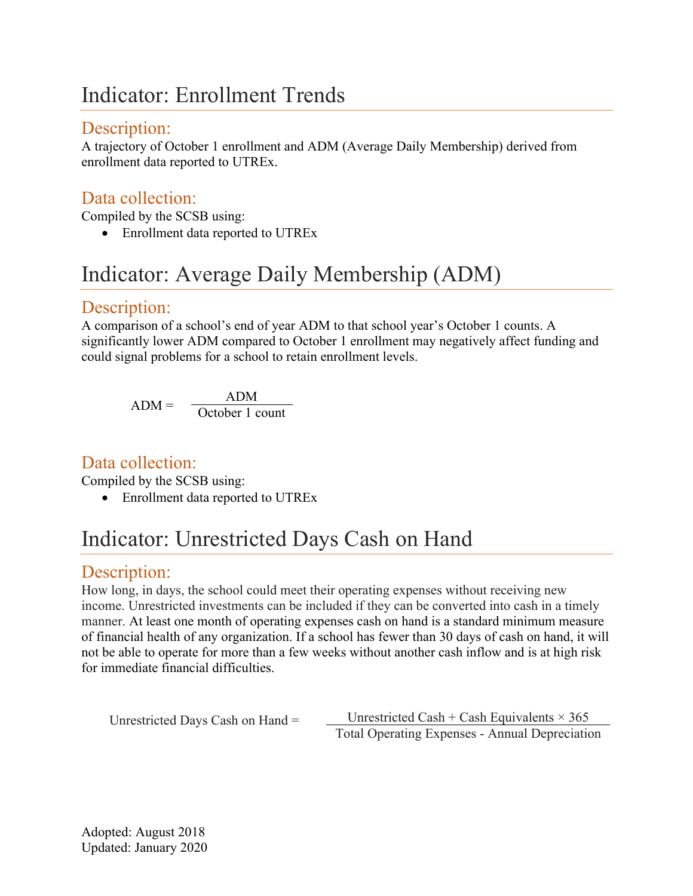# Indicator: Enrollment Trends

## Description:

A trajectory of October 1 enrollment and ADM (Average Daily Membership) derived from enrollment data reported to UTREx.

## Data collection:

Compiled by the SCSB using:

- Enrollment data reported to UTREx

# Indicator: Average Daily Membership (ADM)

## Description:

A comparison of a school's end of year ADM to that school year's October 1 counts. A significantly lower ADM compared to October 1 enrollment may negatively affect funding and could signal problems for a school to retain enrollment levels.

$$\text{ADM} = \frac{\text{ADM}}{\text{October 1 count}}$$

## Data collection:

Compiled by the SCSB using:

- Enrollment data reported to UTREx

# Indicator: Unrestricted Days Cash on Hand

## Description:

How long, in days, the school could meet their operating expenses without receiving new income. Unrestricted investments can be included if they can be converted into cash in a timely manner. At least one month of operating expenses cash on hand is a standard minimum measure of financial health of any organization. If a school has fewer than 30 days of cash on hand, it will not be able to operate for more than a few weeks without another cash inflow and is at high risk for immediate financial difficulties.

$$\text{Unrestricted Days Cash on Hand} = \frac{\text{Unrestricted Cash + Cash Equivalents} \times 365}{\text{Total Operating Expenses - Annual Depreciation}}$$

Adopted: August 2018
Updated: January 2020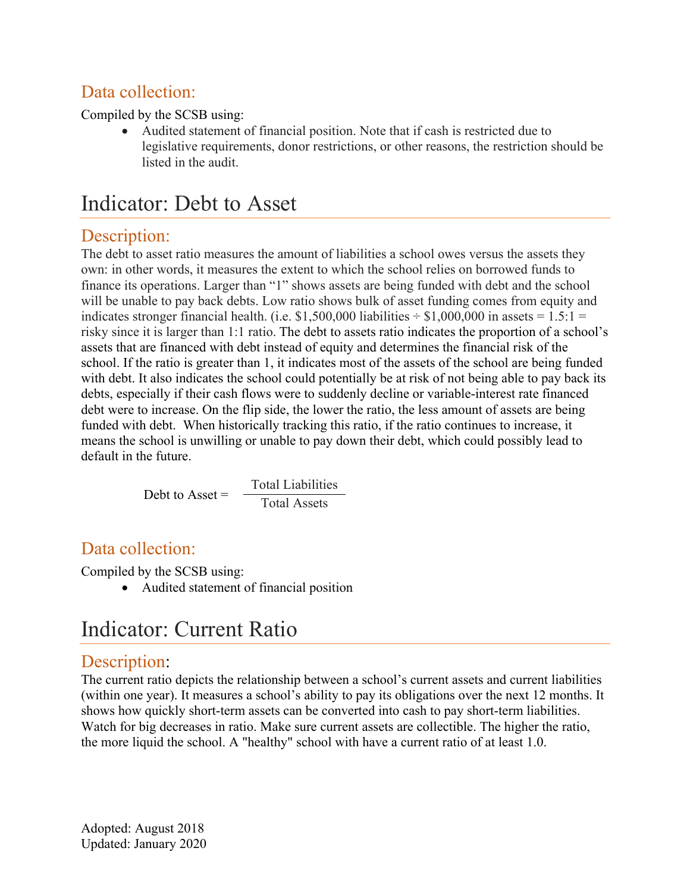## Data collection:

Compiled by the SCSB using:

- Audited statement of financial position. Note that if cash is restricted due to legislative requirements, donor restrictions, or other reasons, the restriction should be listed in the audit.

# Indicator: Debt to Asset

## Description:

The debt to asset ratio measures the amount of liabilities a school owes versus the assets they own: in other words, it measures the extent to which the school relies on borrowed funds to finance its operations. Larger than "1" shows assets are being funded with debt and the school will be unable to pay back debts. Low ratio shows bulk of asset funding comes from equity and indicates stronger financial health. (i.e. $1,500,000 liabilities ÷ $1,000,000 in assets = 1.5:1 = risky since it is larger than 1:1 ratio. The debt to assets ratio indicates the proportion of a school's assets that are financed with debt instead of equity and determines the financial risk of the school. If the ratio is greater than 1, it indicates most of the assets of the school are being funded with debt. It also indicates the school could potentially be at risk of not being able to pay back its debts, especially if their cash flows were to suddenly decline or variable-interest rate financed debt were to increase. On the flip side, the lower the ratio, the less amount of assets are being funded with debt. When historically tracking this ratio, if the ratio continues to increase, it means the school is unwilling or unable to pay down their debt, which could possibly lead to default in the future.

$$\text{Debt to Asset} = \frac{\text{Total Liabilities}}{\text{Total Assets}}$$

## Data collection:

Compiled by the SCSB using:

- Audited statement of financial position

# Indicator: Current Ratio

## Description:

The current ratio depicts the relationship between a school's current assets and current liabilities (within one year). It measures a school's ability to pay its obligations over the next 12 months. It shows how quickly short-term assets can be converted into cash to pay short-term liabilities. Watch for big decreases in ratio. Make sure current assets are collectible. The higher the ratio, the more liquid the school. A "healthy" school with have a current ratio of at least 1.0.

Adopted: August 2018
Updated: January 2020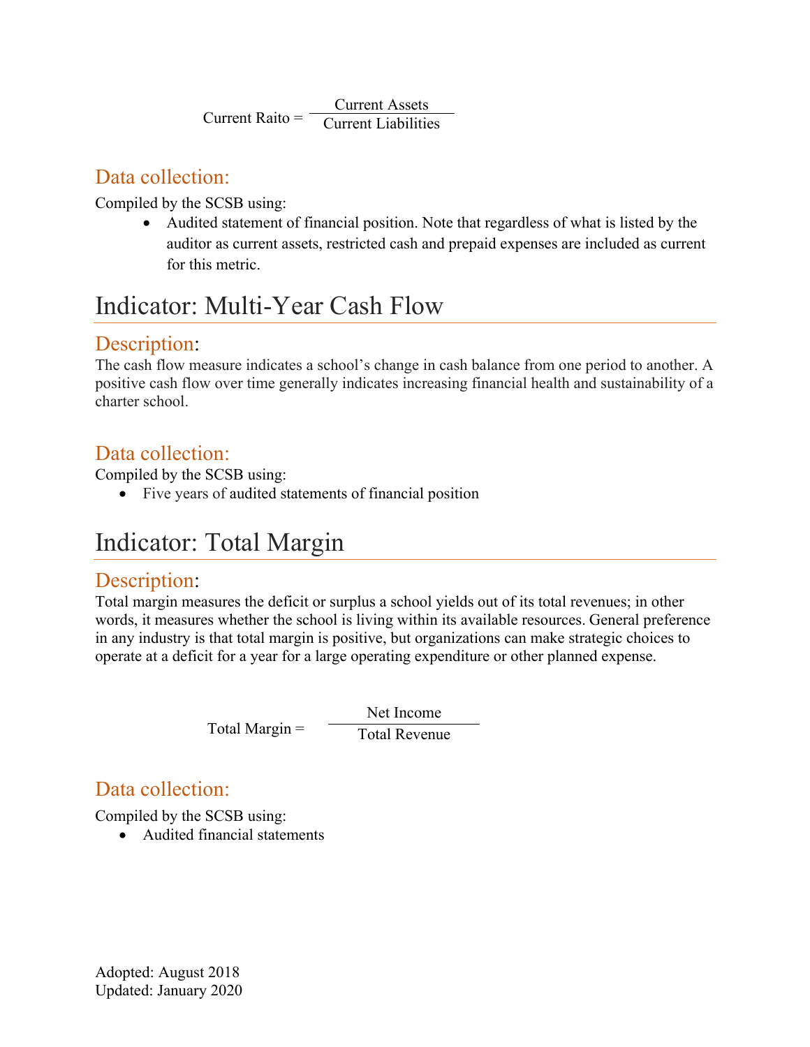$$\text{Current Raito} = \frac{\text{Current Assets}}{\text{Current Liabilities}}$$

### Data collection:

Compiled by the SCSB using:

- Audited statement of financial position. Note that regardless of what is listed by the auditor as current assets, restricted cash and prepaid expenses are included as current for this metric.

## Indicator: Multi-Year Cash Flow

### Description:

The cash flow measure indicates a school's change in cash balance from one period to another. A positive cash flow over time generally indicates increasing financial health and sustainability of a charter school.

### Data collection:

Compiled by the SCSB using:

- Five years of audited statements of financial position

## Indicator: Total Margin

### Description:

Total margin measures the deficit or surplus a school yields out of its total revenues; in other words, it measures whether the school is living within its available resources. General preference in any industry is that total margin is positive, but organizations can make strategic choices to operate at a deficit for a year for a large operating expenditure or other planned expense.

$$\text{Total Margin} = \frac{\text{Net Income}}{\text{Total Revenue}}$$

### Data collection:

Compiled by the SCSB using:

- Audited financial statements

Adopted: August 2018
Updated: January 2020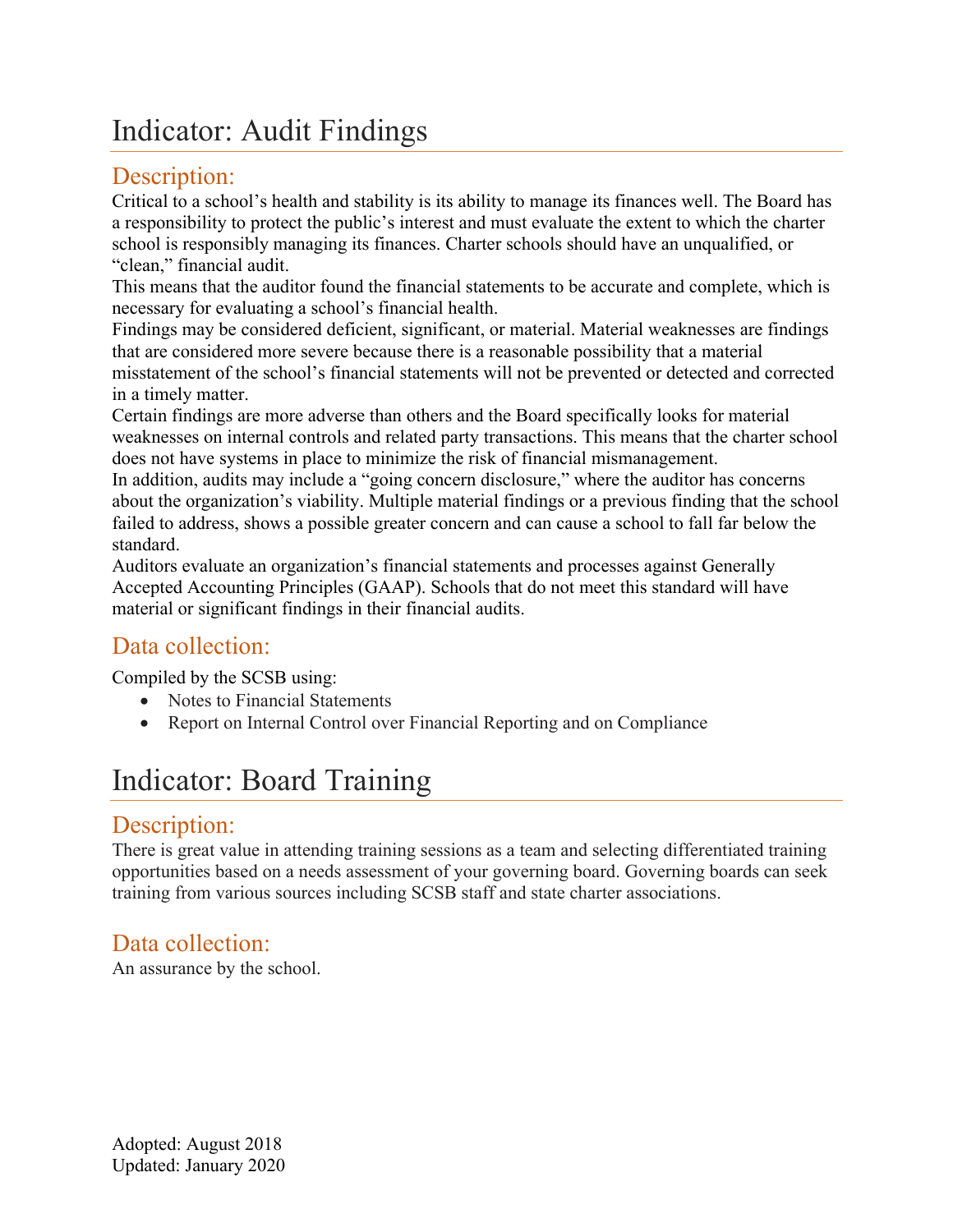# Indicator: Audit Findings

## Description:

Critical to a school's health and stability is its ability to manage its finances well. The Board has a responsibility to protect the public's interest and must evaluate the extent to which the charter school is responsibly managing its finances. Charter schools should have an unqualified, or "clean," financial audit.

This means that the auditor found the financial statements to be accurate and complete, which is necessary for evaluating a school's financial health.

Findings may be considered deficient, significant, or material. Material weaknesses are findings that are considered more severe because there is a reasonable possibility that a material misstatement of the school's financial statements will not be prevented or detected and corrected in a timely matter.

Certain findings are more adverse than others and the Board specifically looks for material weaknesses on internal controls and related party transactions. This means that the charter school does not have systems in place to minimize the risk of financial mismanagement.

In addition, audits may include a "going concern disclosure," where the auditor has concerns about the organization's viability. Multiple material findings or a previous finding that the school failed to address, shows a possible greater concern and can cause a school to fall far below the standard.

Auditors evaluate an organization's financial statements and processes against Generally Accepted Accounting Principles (GAAP). Schools that do not meet this standard will have material or significant findings in their financial audits.

## Data collection:

Compiled by the SCSB using:

- Notes to Financial Statements
- Report on Internal Control over Financial Reporting and on Compliance

# Indicator: Board Training

## Description:

There is great value in attending training sessions as a team and selecting differentiated training opportunities based on a needs assessment of your governing board. Governing boards can seek training from various sources including SCSB staff and state charter associations.

## Data collection:

An assurance by the school.

Adopted: August 2018
Updated: January 2020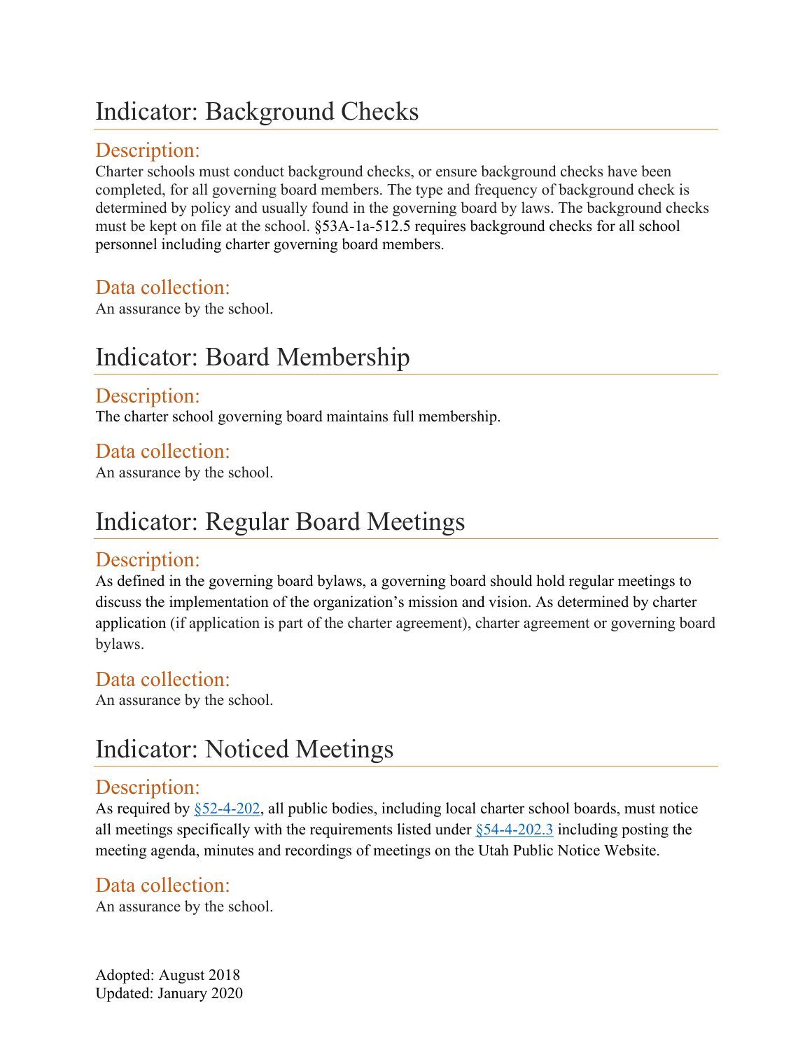# Indicator: Background Checks

## Description:

Charter schools must conduct background checks, or ensure background checks have been completed, for all governing board members. The type and frequency of background check is determined by policy and usually found in the governing board by laws. The background checks must be kept on file at the school. §53A-1a-512.5 requires background checks for all school personnel including charter governing board members.

## Data collection:

An assurance by the school.

# Indicator: Board Membership

## Description:

The charter school governing board maintains full membership.

## Data collection:

An assurance by the school.

# Indicator: Regular Board Meetings

## Description:

As defined in the governing board bylaws, a governing board should hold regular meetings to discuss the implementation of the organization's mission and vision. As determined by charter application (if application is part of the charter agreement), charter agreement or governing board bylaws.

## Data collection:

An assurance by the school.

# Indicator: Noticed Meetings

## Description:

As required by §52-4-202, all public bodies, including local charter school boards, must notice all meetings specifically with the requirements listed under §54-4-202.3 including posting the meeting agenda, minutes and recordings of meetings on the Utah Public Notice Website.

## Data collection:

An assurance by the school.

Adopted: August 2018
Updated: January 2020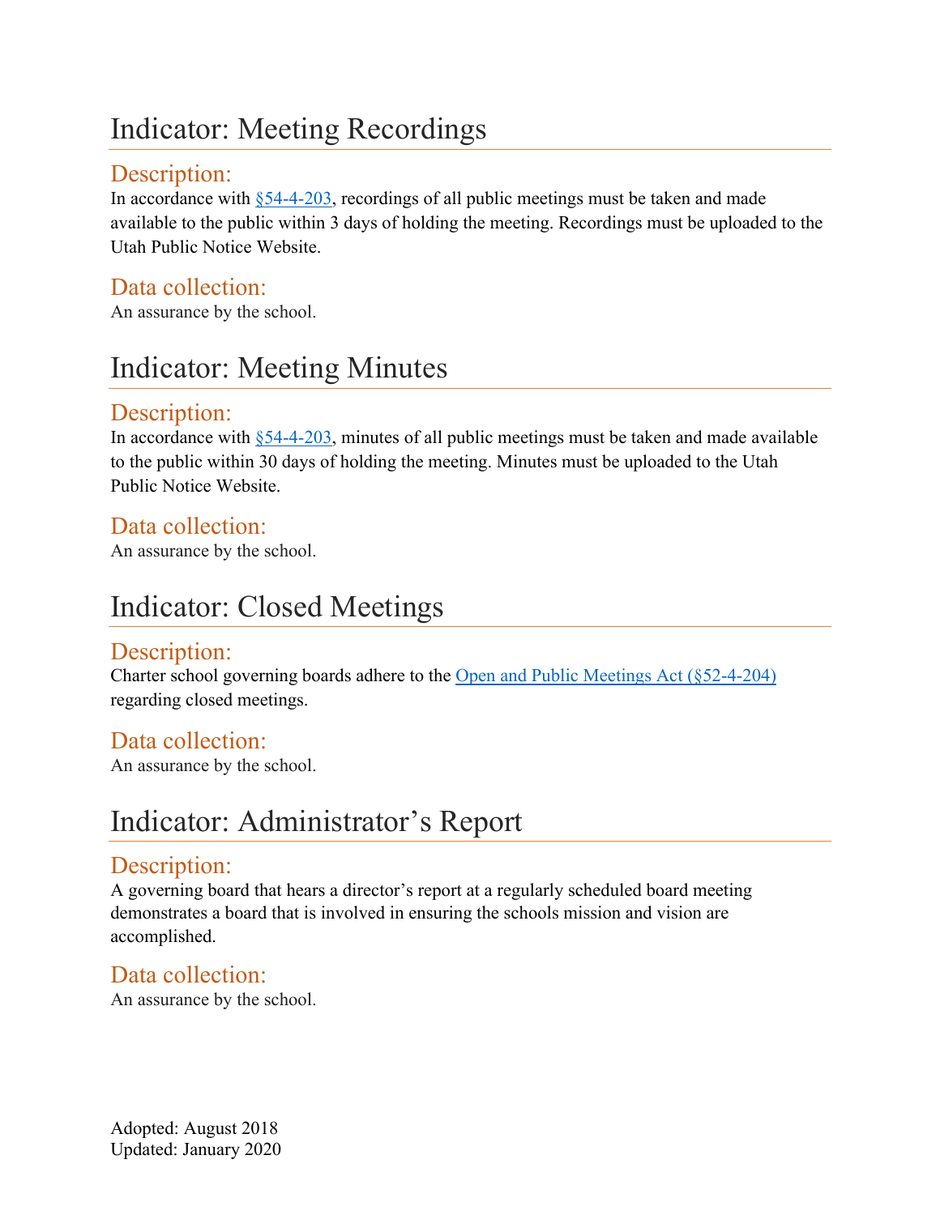# Indicator: Meeting Recordings

## Description:

In accordance with [§54-4-203](), recordings of all public meetings must be taken and made available to the public within 3 days of holding the meeting. Recordings must be uploaded to the Utah Public Notice Website.

## Data collection:

An assurance by the school.

# Indicator: Meeting Minutes

## Description:

In accordance with [§54-4-203](), minutes of all public meetings must be taken and made available to the public within 30 days of holding the meeting. Minutes must be uploaded to the Utah Public Notice Website.

## Data collection:

An assurance by the school.

# Indicator: Closed Meetings

## Description:

Charter school governing boards adhere to the [Open and Public Meetings Act (§52-4-204)]() regarding closed meetings.

## Data collection:

An assurance by the school.

# Indicator: Administrator's Report

## Description:

A governing board that hears a director's report at a regularly scheduled board meeting demonstrates a board that is involved in ensuring the schools mission and vision are accomplished.

## Data collection:

An assurance by the school.

Adopted: August 2018
Updated: January 2020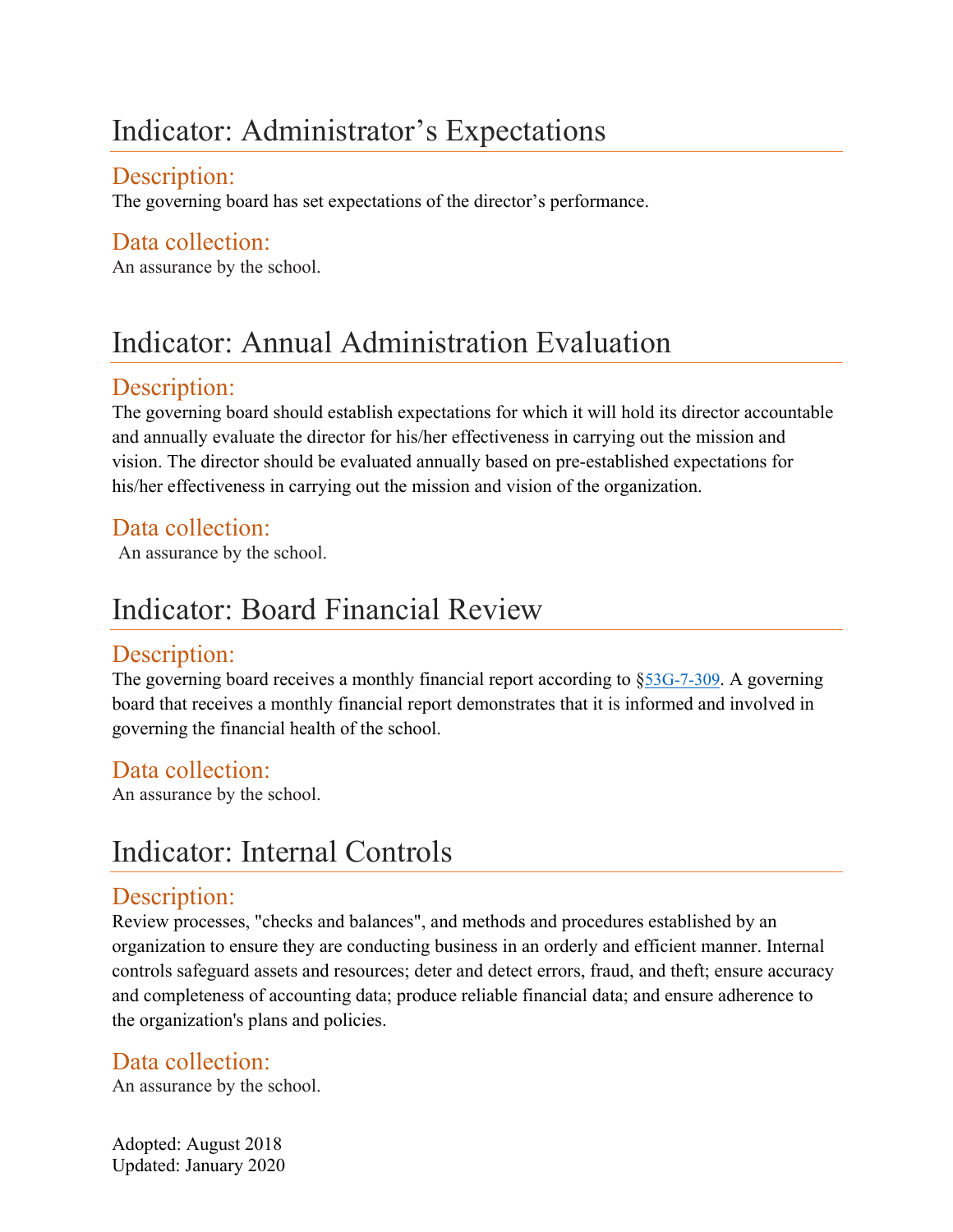# Indicator: Administrator's Expectations

## Description:

The governing board has set expectations of the director's performance.

## Data collection:

An assurance by the school.

# Indicator: Annual Administration Evaluation

## Description:

The governing board should establish expectations for which it will hold its director accountable and annually evaluate the director for his/her effectiveness in carrying out the mission and vision. The director should be evaluated annually based on pre-established expectations for his/her effectiveness in carrying out the mission and vision of the organization.

## Data collection:

An assurance by the school.

# Indicator: Board Financial Review

## Description:

The governing board receives a monthly financial report according to §53G-7-309. A governing board that receives a monthly financial report demonstrates that it is informed and involved in governing the financial health of the school.

## Data collection:

An assurance by the school.

# Indicator: Internal Controls

## Description:

Review processes, "checks and balances", and methods and procedures established by an organization to ensure they are conducting business in an orderly and efficient manner. Internal controls safeguard assets and resources; deter and detect errors, fraud, and theft; ensure accuracy and completeness of accounting data; produce reliable financial data; and ensure adherence to the organization's plans and policies.

## Data collection:

An assurance by the school.

Adopted: August 2018
Updated: January 2020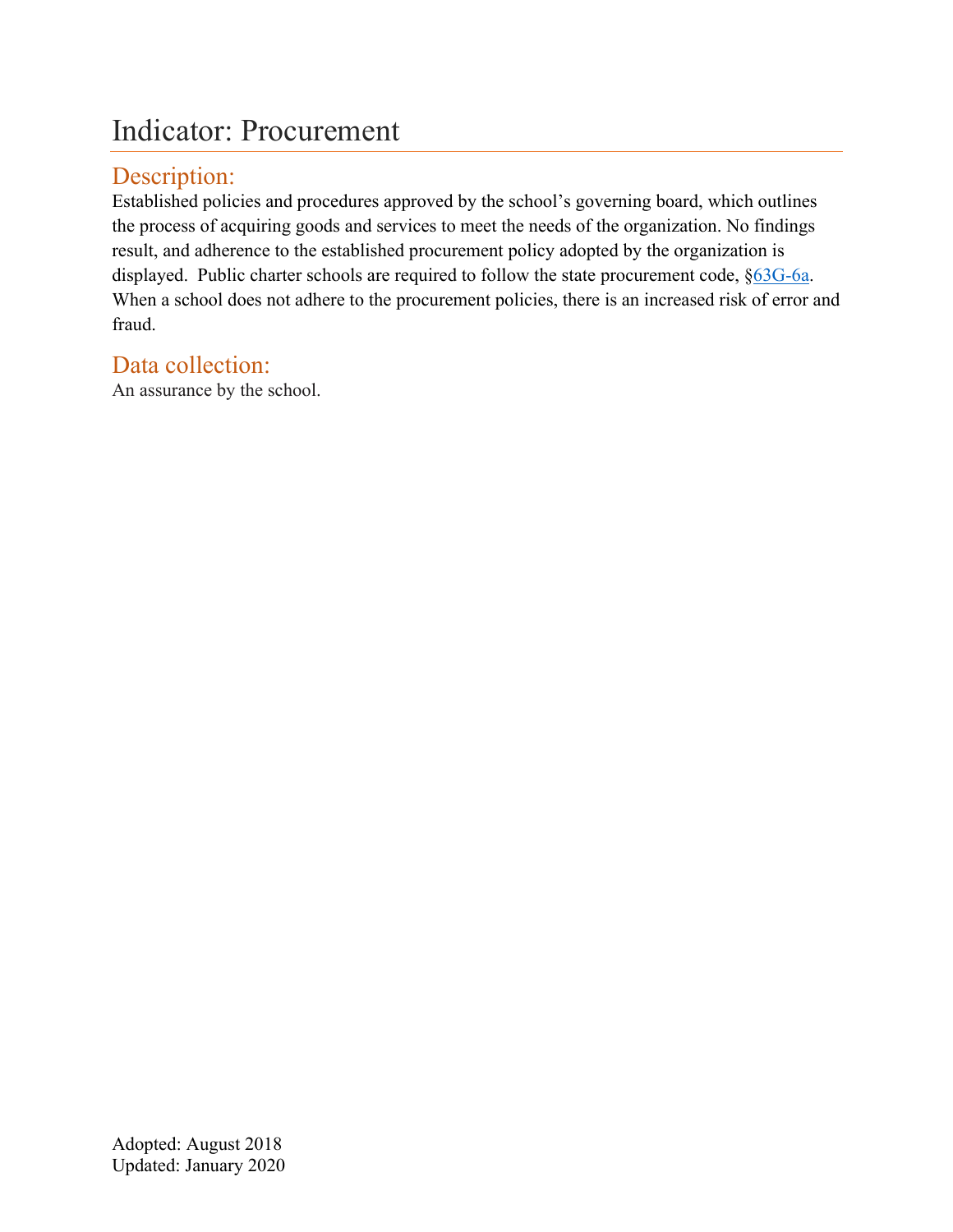# Indicator: Procurement

## Description:

Established policies and procedures approved by the school's governing board, which outlines the process of acquiring goods and services to meet the needs of the organization. No findings result, and adherence to the established procurement policy adopted by the organization is displayed. Public charter schools are required to follow the state procurement code, §63G-6a. When a school does not adhere to the procurement policies, there is an increased risk of error and fraud.

## Data collection:

An assurance by the school.

Adopted: August 2018
Updated: January 2020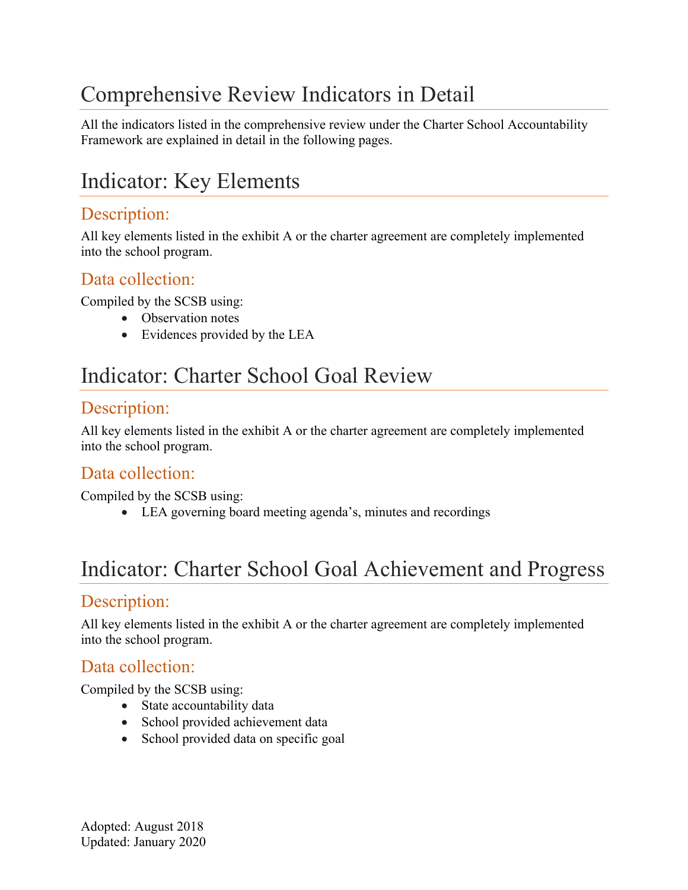# Comprehensive Review Indicators in Detail

All the indicators listed in the comprehensive review under the Charter School Accountability Framework are explained in detail in the following pages.

# Indicator: Key Elements

## Description:

All key elements listed in the exhibit A or the charter agreement are completely implemented into the school program.

## Data collection:

Compiled by the SCSB using:

- Observation notes
- Evidences provided by the LEA

# Indicator: Charter School Goal Review

## Description:

All key elements listed in the exhibit A or the charter agreement are completely implemented into the school program.

## Data collection:

Compiled by the SCSB using:

- LEA governing board meeting agenda's, minutes and recordings

# Indicator: Charter School Goal Achievement and Progress

## Description:

All key elements listed in the exhibit A or the charter agreement are completely implemented into the school program.

## Data collection:

Compiled by the SCSB using:

- State accountability data
- School provided achievement data
- School provided data on specific goal

Adopted: August 2018
Updated: January 2020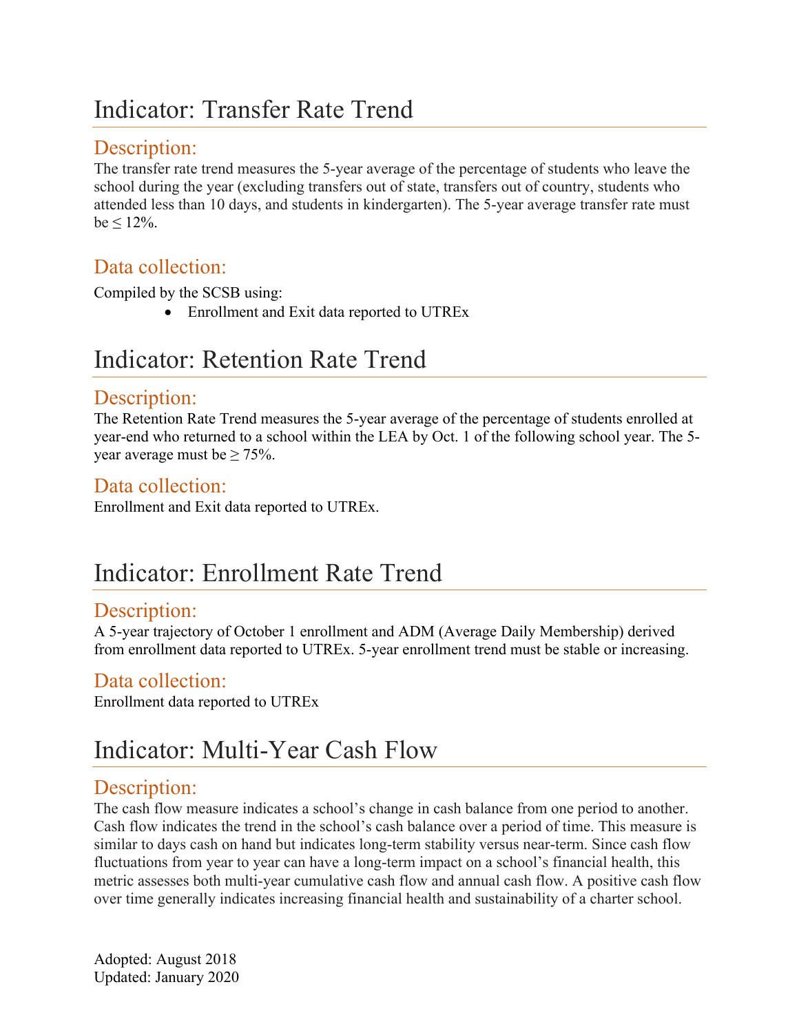# Indicator: Transfer Rate Trend

## Description:

The transfer rate trend measures the 5-year average of the percentage of students who leave the school during the year (excluding transfers out of state, transfers out of country, students who attended less than 10 days, and students in kindergarten). The 5-year average transfer rate must be ≤ 12%.

## Data collection:

Compiled by the SCSB using:

- Enrollment and Exit data reported to UTREx

# Indicator: Retention Rate Trend

## Description:

The Retention Rate Trend measures the 5-year average of the percentage of students enrolled at year-end who returned to a school within the LEA by Oct. 1 of the following school year. The 5-year average must be ≥ 75%.

## Data collection:

Enrollment and Exit data reported to UTREx.

# Indicator: Enrollment Rate Trend

## Description:

A 5-year trajectory of October 1 enrollment and ADM (Average Daily Membership) derived from enrollment data reported to UTREx. 5-year enrollment trend must be stable or increasing.

## Data collection:

Enrollment data reported to UTREx

# Indicator: Multi-Year Cash Flow

## Description:

The cash flow measure indicates a school's change in cash balance from one period to another. Cash flow indicates the trend in the school's cash balance over a period of time. This measure is similar to days cash on hand but indicates long-term stability versus near-term. Since cash flow fluctuations from year to year can have a long-term impact on a school's financial health, this metric assesses both multi-year cumulative cash flow and annual cash flow. A positive cash flow over time generally indicates increasing financial health and sustainability of a charter school.

Adopted: August 2018
Updated: January 2020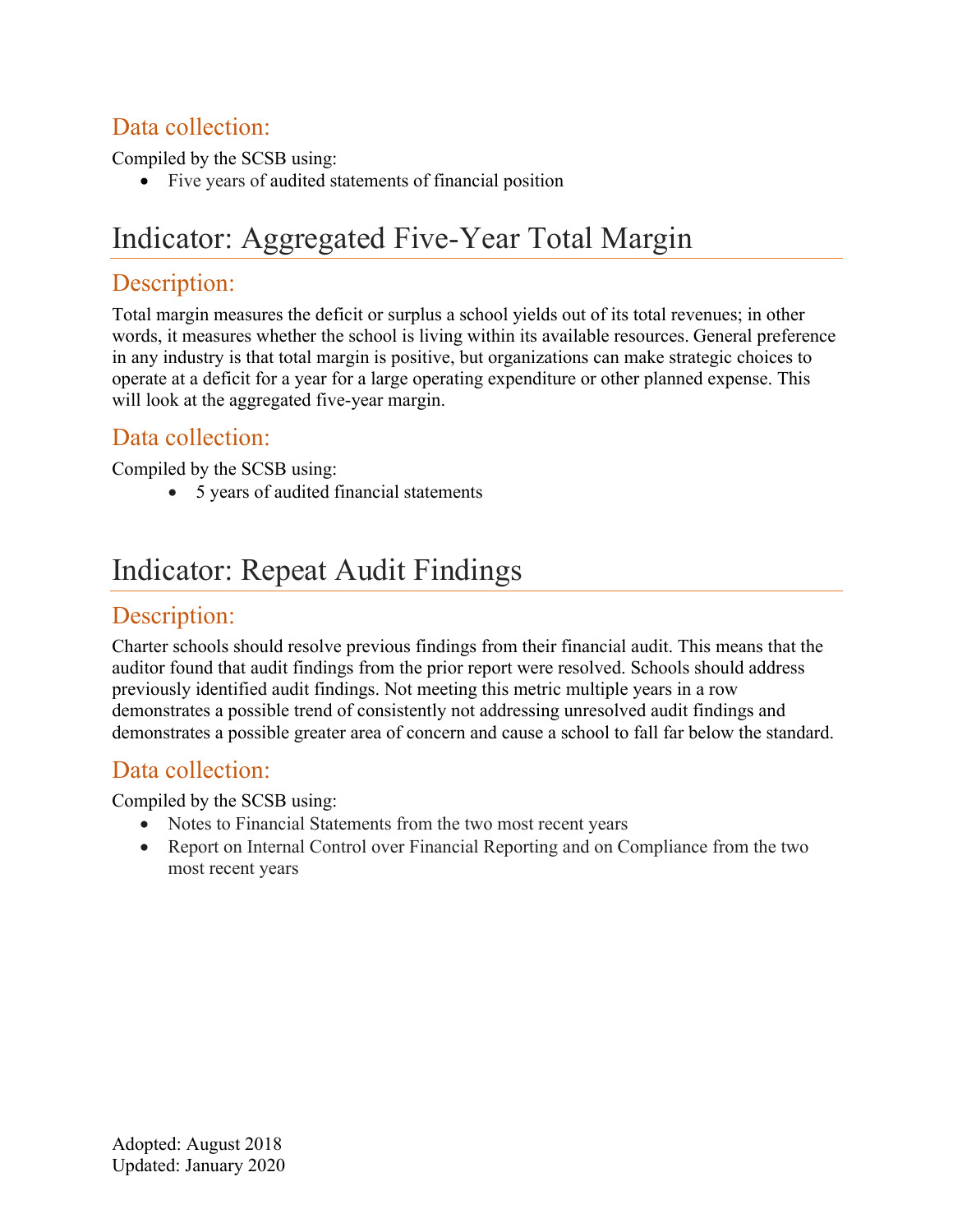### Data collection:

Compiled by the SCSB using:

- Five years of audited statements of financial position

## Indicator: Aggregated Five-Year Total Margin

### Description:

Total margin measures the deficit or surplus a school yields out of its total revenues; in other words, it measures whether the school is living within its available resources. General preference in any industry is that total margin is positive, but organizations can make strategic choices to operate at a deficit for a year for a large operating expenditure or other planned expense. This will look at the aggregated five-year margin.

### Data collection:

Compiled by the SCSB using:

- 5 years of audited financial statements

## Indicator: Repeat Audit Findings

### Description:

Charter schools should resolve previous findings from their financial audit. This means that the auditor found that audit findings from the prior report were resolved. Schools should address previously identified audit findings. Not meeting this metric multiple years in a row demonstrates a possible trend of consistently not addressing unresolved audit findings and demonstrates a possible greater area of concern and cause a school to fall far below the standard.

### Data collection:

Compiled by the SCSB using:

- Notes to Financial Statements from the two most recent years
- Report on Internal Control over Financial Reporting and on Compliance from the two most recent years

Adopted: August 2018
Updated: January 2020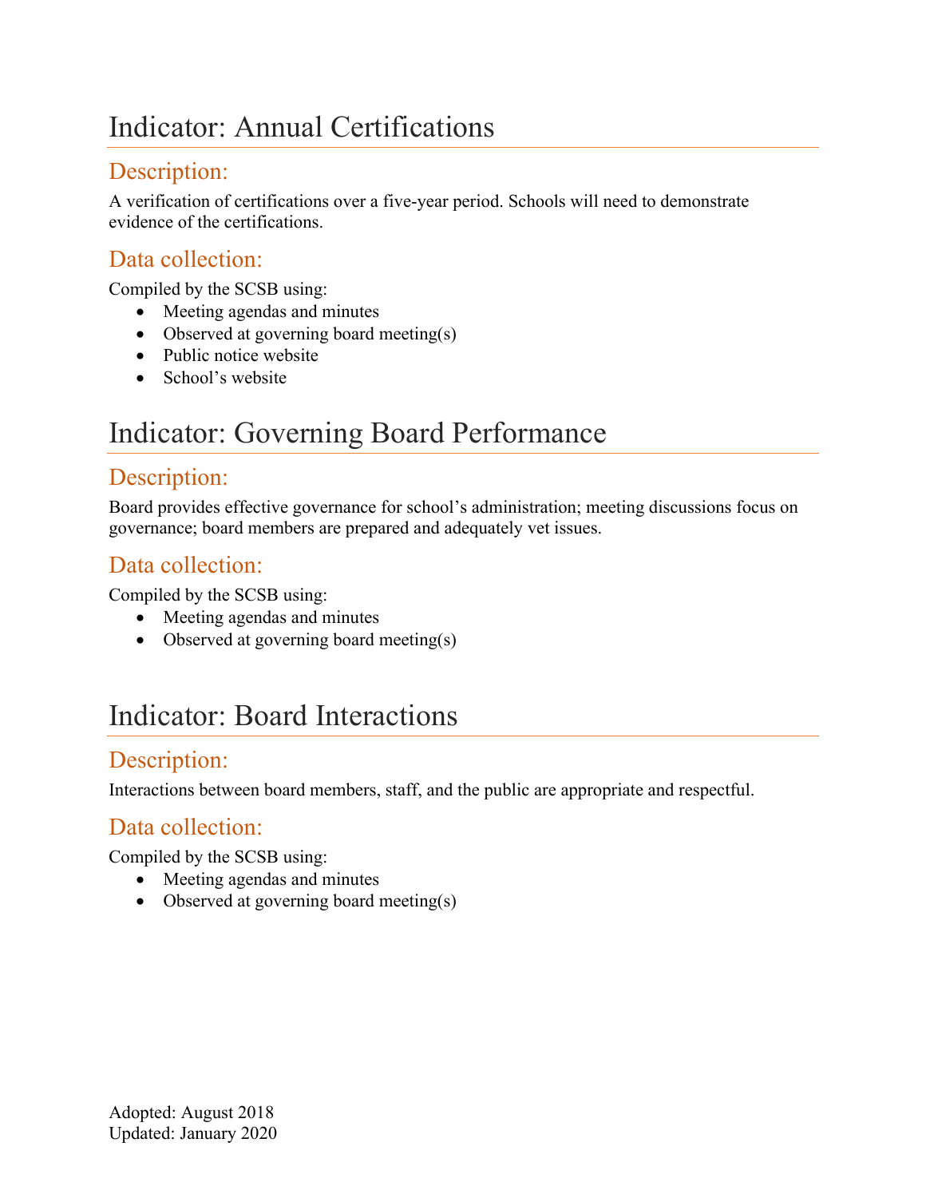# Indicator: Annual Certifications

## Description:

A verification of certifications over a five-year period. Schools will need to demonstrate evidence of the certifications.

## Data collection:

Compiled by the SCSB using:

- Meeting agendas and minutes
- Observed at governing board meeting(s)
- Public notice website
- School's website

# Indicator: Governing Board Performance

## Description:

Board provides effective governance for school's administration; meeting discussions focus on governance; board members are prepared and adequately vet issues.

## Data collection:

Compiled by the SCSB using:

- Meeting agendas and minutes
- Observed at governing board meeting(s)

# Indicator: Board Interactions

## Description:

Interactions between board members, staff, and the public are appropriate and respectful.

## Data collection:

Compiled by the SCSB using:

- Meeting agendas and minutes
- Observed at governing board meeting(s)

Adopted: August 2018
Updated: January 2020